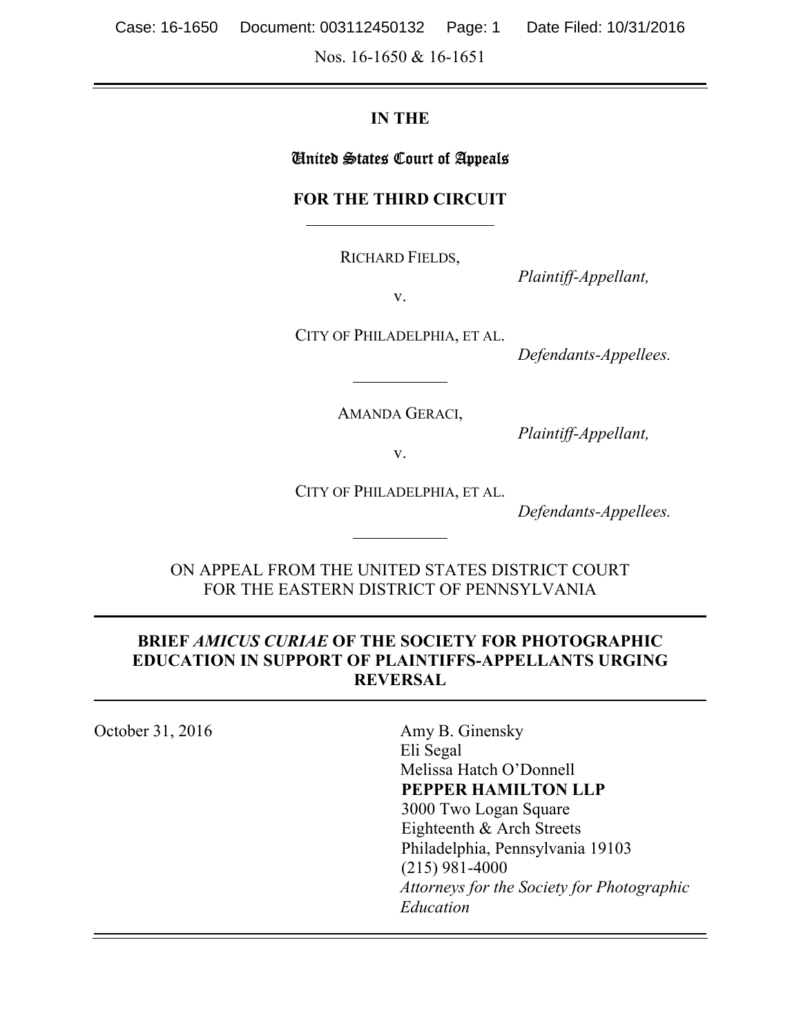Nos. 16-1650 & 16-1651

**IN THE**

**United States Court of Appeals**

**FOR THE THIRD CIRCUIT**

RICHARD FIELDS,

*Plaintiff-Appellant,*

v.

CITY OF PHILADELPHIA, ET AL.

*Defendants-Appellees.*

AMANDA GERACI,

*Plaintiff-Appellant,*

v.

CITY OF PHILADELPHIA, ET AL.

*Defendants-Appellees.*

ON APPEAL FROM THE UNITED STATES DISTRICT COURT
FOR THE EASTERN DISTRICT OF PENNSYLVANIA

**BRIEF *AMICUS CURIAE* OF THE SOCIETY FOR PHOTOGRAPHIC EDUCATION IN SUPPORT OF PLAINTIFFS-APPELLANTS URGING REVERSAL**

October 31, 2016

Amy B. Ginensky
Eli Segal
Melissa Hatch O'Donnell
**PEPPER HAMILTON LLP**
3000 Two Logan Square
Eighteenth & Arch Streets
Philadelphia, Pennsylvania 19103
(215) 981-4000
*Attorneys for the Society for Photographic Education*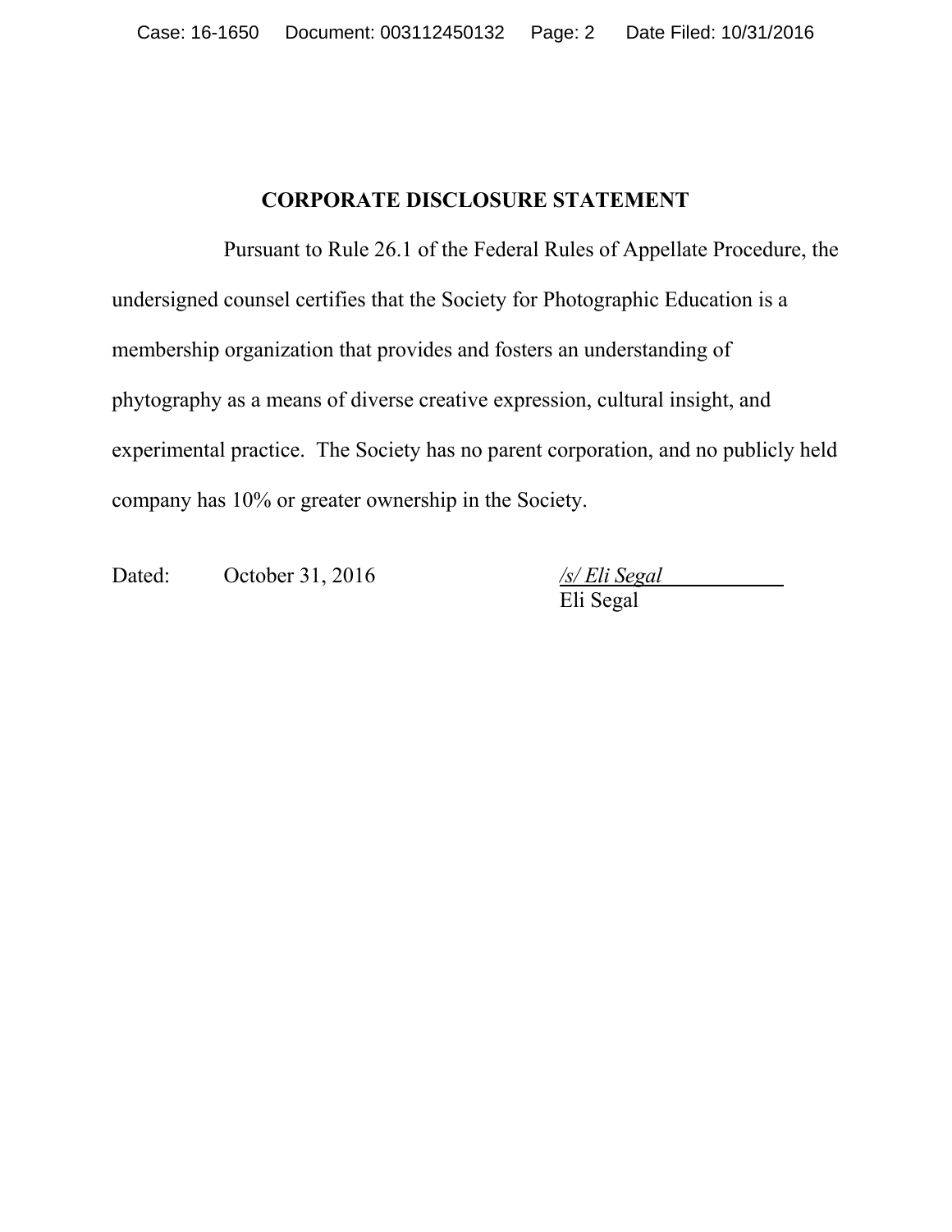## CORPORATE DISCLOSURE STATEMENT

Pursuant to Rule 26.1 of the Federal Rules of Appellate Procedure, the undersigned counsel certifies that the Society for Photographic Education is a membership organization that provides and fosters an understanding of phytography as a means of diverse creative expression, cultural insight, and experimental practice. The Society has no parent corporation, and no publicly held company has 10% or greater ownership in the Society.

Dated: October 31, 2016

*/s/ Eli Segal*
Eli Segal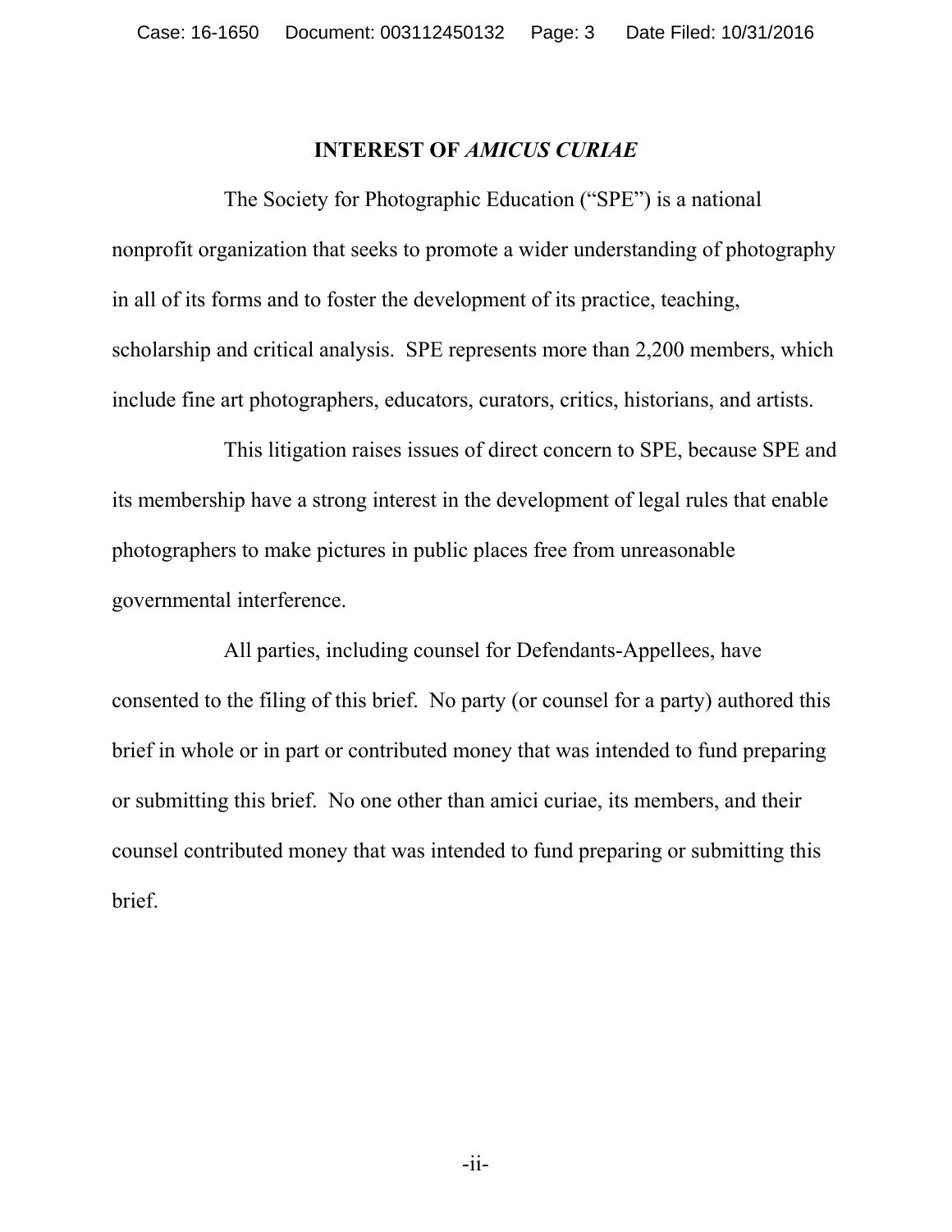## INTEREST OF *AMICUS CURIAE*

The Society for Photographic Education ("SPE") is a national nonprofit organization that seeks to promote a wider understanding of photography in all of its forms and to foster the development of its practice, teaching, scholarship and critical analysis. SPE represents more than 2,200 members, which include fine art photographers, educators, curators, critics, historians, and artists.

This litigation raises issues of direct concern to SPE, because SPE and its membership have a strong interest in the development of legal rules that enable photographers to make pictures in public places free from unreasonable governmental interference.

All parties, including counsel for Defendants-Appellees, have consented to the filing of this brief. No party (or counsel for a party) authored this brief in whole or in part or contributed money that was intended to fund preparing or submitting this brief. No one other than amici curiae, its members, and their counsel contributed money that was intended to fund preparing or submitting this brief.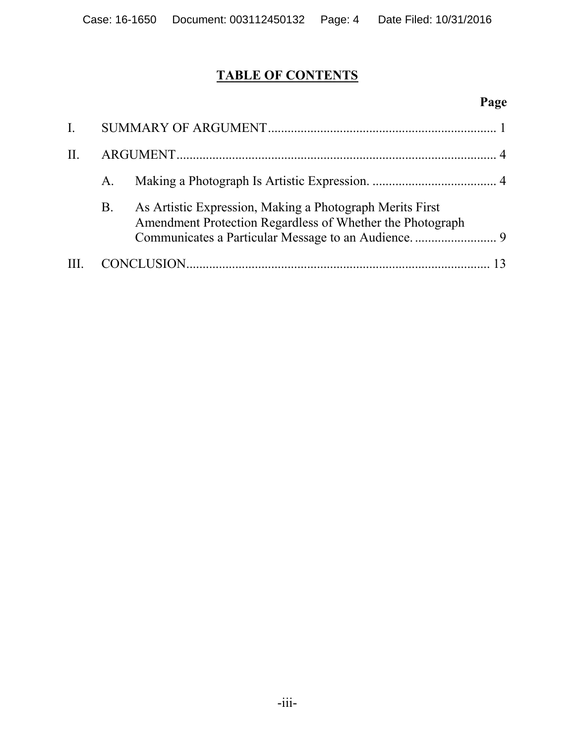## TABLE OF CONTENTS

| | | Page |
|---|---|---|
| I. | SUMMARY OF ARGUMENT | 1 |
| II. | ARGUMENT | 4 |
| | A. Making a Photograph Is Artistic Expression. | 4 |
| | B. As Artistic Expression, Making a Photograph Merits First Amendment Protection Regardless of Whether the Photograph Communicates a Particular Message to an Audience. | 9 |
| III. | CONCLUSION | 13 |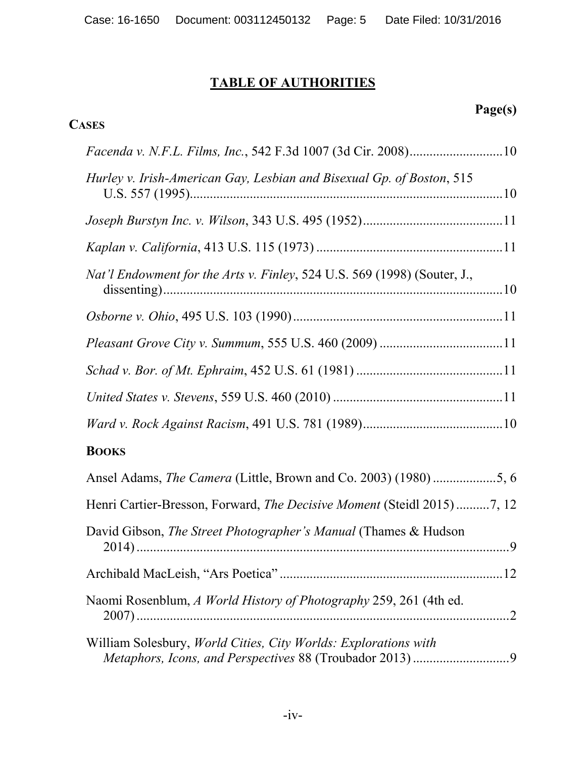## TABLE OF AUTHORITIES

**Page(s)**

**CASES**

*Facenda v. N.F.L. Films, Inc.*, 542 F.3d 1007 (3d Cir. 2008)............................10

*Hurley v. Irish-American Gay, Lesbian and Bisexual Gp. of Boston*, 515 U.S. 557 (1995)...............................................................................................10

*Joseph Burstyn Inc. v. Wilson*, 343 U.S. 495 (1952)..........................................11

*Kaplan v. California*, 413 U.S. 115 (1973) ........................................................11

*Nat'l Endowment for the Arts v. Finley*, 524 U.S. 569 (1998) (Souter, J., dissenting).....................................................................................................10

*Osborne v. Ohio*, 495 U.S. 103 (1990)...............................................................11

*Pleasant Grove City v. Summum*, 555 U.S. 460 (2009) .....................................11

*Schad v. Bor. of Mt. Ephraim*, 452 U.S. 61 (1981) ............................................11

*United States v. Stevens*, 559 U.S. 460 (2010) ...................................................11

*Ward v. Rock Against Racism*, 491 U.S. 781 (1989)..........................................10

**BOOKS**

Ansel Adams, *The Camera* (Little, Brown and Co. 2003) (1980) ...................5, 6

Henri Cartier-Bresson, Forward, *The Decisive Moment* (Steidl 2015) ..........7, 12

David Gibson, *The Street Photographer's Manual* (Thames & Hudson 2014)..................................................................................................................9

Archibald MacLeish, "Ars Poetica" ...................................................................12

Naomi Rosenblum, *A World History of Photography* 259, 261 (4th ed. 2007)..................................................................................................................2

William Solesbury, *World Cities, City Worlds: Explorations with Metaphors, Icons, and Perspectives* 88 (Troubador 2013) .............................9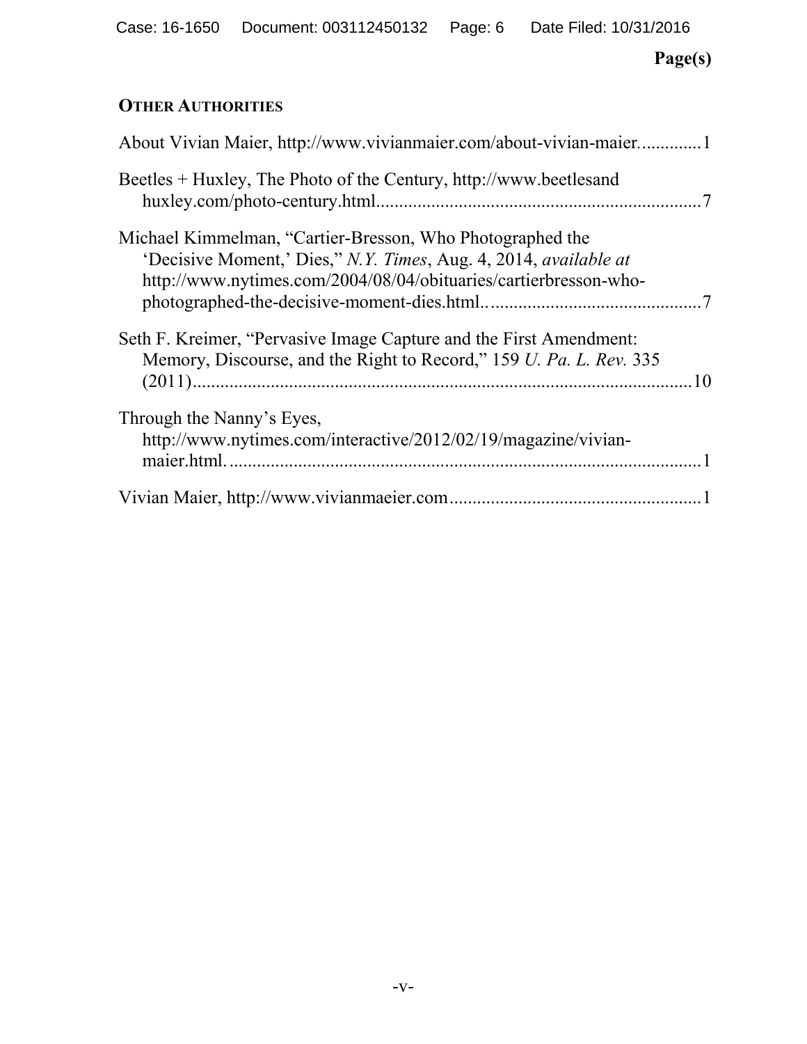Page(s)

**OTHER AUTHORITIES**

About Vivian Maier, http://www.vivianmaier.com/about-vivian-maier.............1

Beetles + Huxley, The Photo of the Century, http://www.beetlesand huxley.com/photo-century.html......................................................................7

Michael Kimmelman, "Cartier-Bresson, Who Photographed the 'Decisive Moment,' Dies," *N.Y. Times*, Aug. 4, 2014, *available at* http://www.nytimes.com/2004/08/04/obituaries/cartierbresson-who-photographed-the-decisive-moment-dies.html...............................................7

Seth F. Kreimer, "Pervasive Image Capture and the First Amendment: Memory, Discourse, and the Right to Record," 159 *U. Pa. L. Rev.* 335 (2011)..........................................................................................................10

Through the Nanny's Eyes, http://www.nytimes.com/interactive/2012/02/19/magazine/vivian-maier.html.......................................................................................................1

Vivian Maier, http://www.vivianmaeier.com......................................................1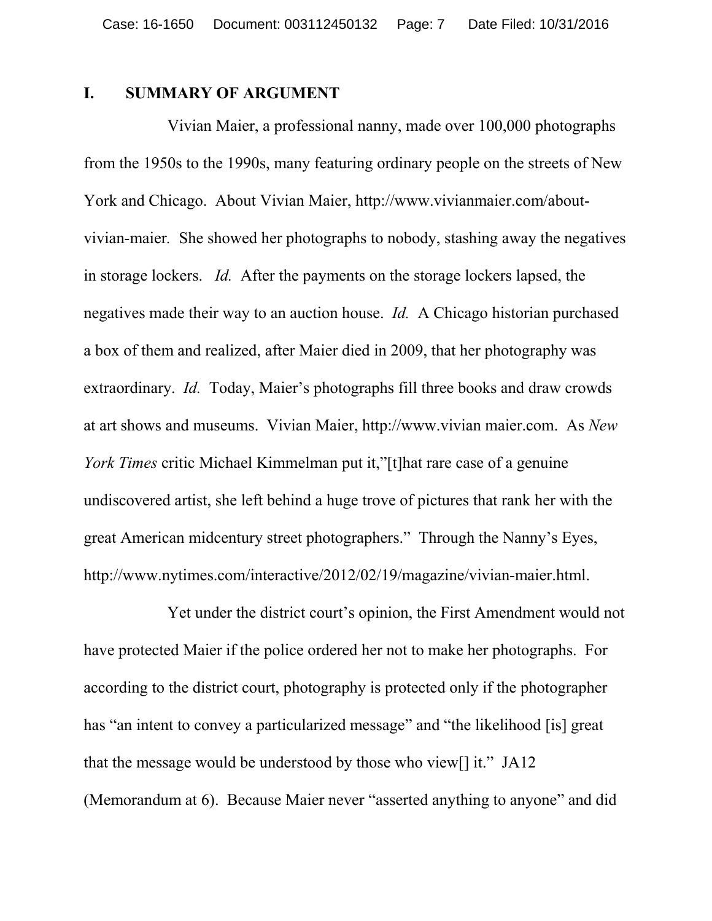## I. SUMMARY OF ARGUMENT

Vivian Maier, a professional nanny, made over 100,000 photographs from the 1950s to the 1990s, many featuring ordinary people on the streets of New York and Chicago. About Vivian Maier, http://www.vivianmaier.com/about-vivian-maier. She showed her photographs to nobody, stashing away the negatives in storage lockers. *Id.* After the payments on the storage lockers lapsed, the negatives made their way to an auction house. *Id.* A Chicago historian purchased a box of them and realized, after Maier died in 2009, that her photography was extraordinary. *Id.* Today, Maier's photographs fill three books and draw crowds at art shows and museums. Vivian Maier, http://www.vivian maier.com. As *New York Times* critic Michael Kimmelman put it,"[t]hat rare case of a genuine undiscovered artist, she left behind a huge trove of pictures that rank her with the great American midcentury street photographers." Through the Nanny's Eyes, http://www.nytimes.com/interactive/2012/02/19/magazine/vivian-maier.html.

Yet under the district court's opinion, the First Amendment would not have protected Maier if the police ordered her not to make her photographs. For according to the district court, photography is protected only if the photographer has "an intent to convey a particularized message" and "the likelihood [is] great that the message would be understood by those who view[] it." JA12 (Memorandum at 6). Because Maier never "asserted anything to anyone" and did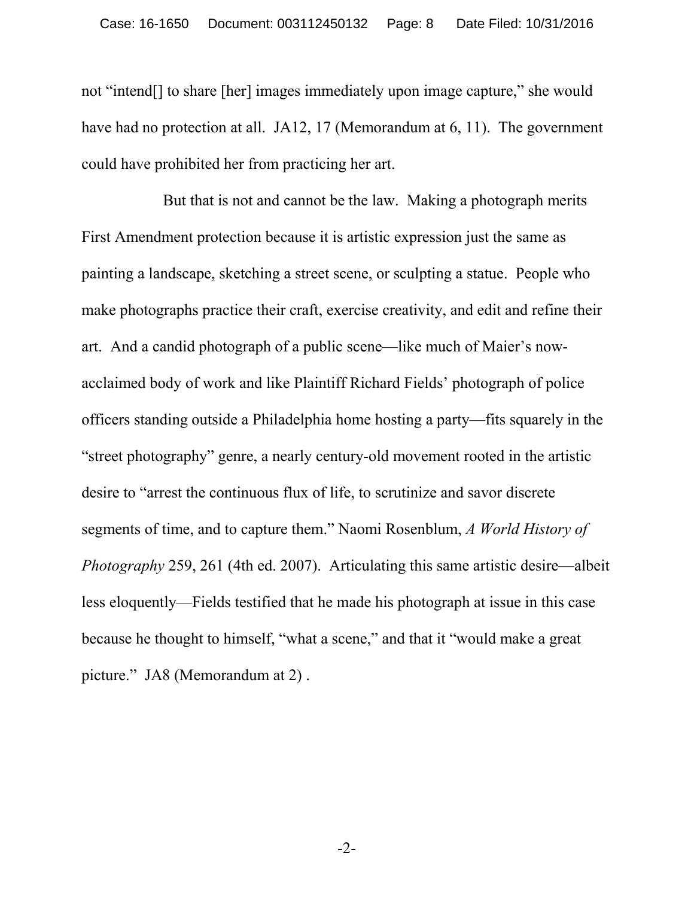not "intend[] to share [her] images immediately upon image capture," she would have had no protection at all. JA12, 17 (Memorandum at 6, 11). The government could have prohibited her from practicing her art.

But that is not and cannot be the law. Making a photograph merits First Amendment protection because it is artistic expression just the same as painting a landscape, sketching a street scene, or sculpting a statue. People who make photographs practice their craft, exercise creativity, and edit and refine their art. And a candid photograph of a public scene—like much of Maier's now-acclaimed body of work and like Plaintiff Richard Fields' photograph of police officers standing outside a Philadelphia home hosting a party—fits squarely in the "street photography" genre, a nearly century-old movement rooted in the artistic desire to "arrest the continuous flux of life, to scrutinize and savor discrete segments of time, and to capture them." Naomi Rosenblum, *A World History of Photography* 259, 261 (4th ed. 2007). Articulating this same artistic desire—albeit less eloquently—Fields testified that he made his photograph at issue in this case because he thought to himself, "what a scene," and that it "would make a great picture." JA8 (Memorandum at 2) .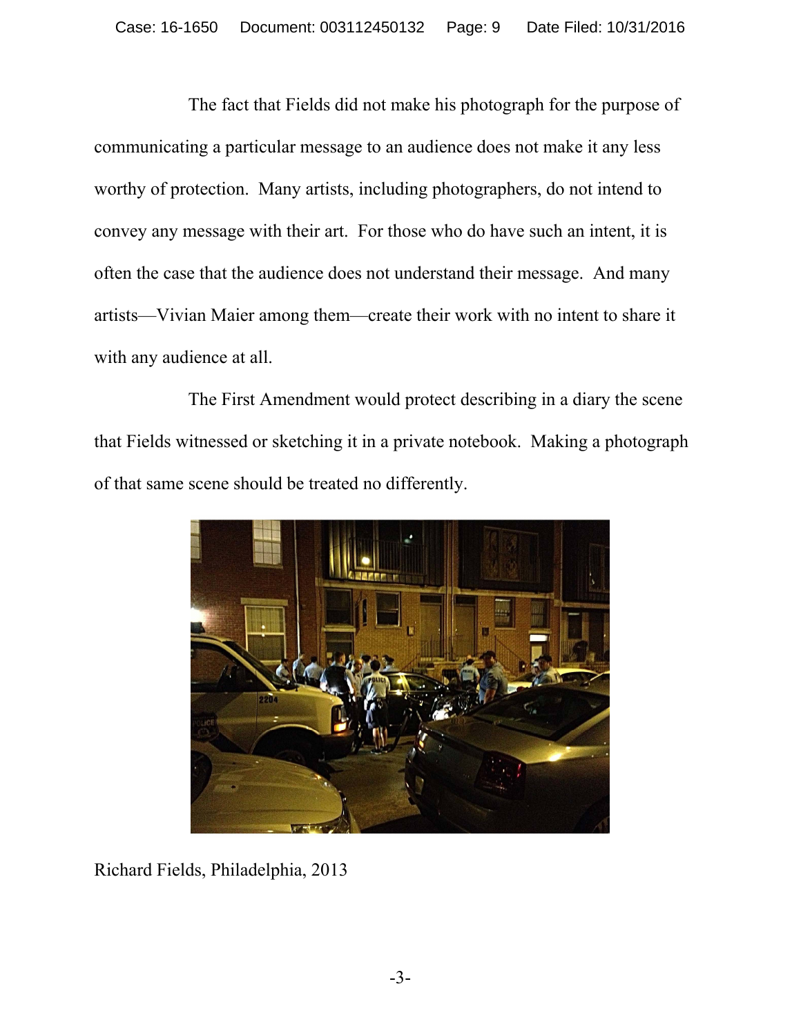The fact that Fields did not make his photograph for the purpose of communicating a particular message to an audience does not make it any less worthy of protection. Many artists, including photographers, do not intend to convey any message with their art. For those who do have such an intent, it is often the case that the audience does not understand their message. And many artists—Vivian Maier among them—create their work with no intent to share it with any audience at all.

The First Amendment would protect describing in a diary the scene that Fields witnessed or sketching it in a private notebook. Making a photograph of that same scene should be treated no differently.

Richard Fields, Philadelphia, 2013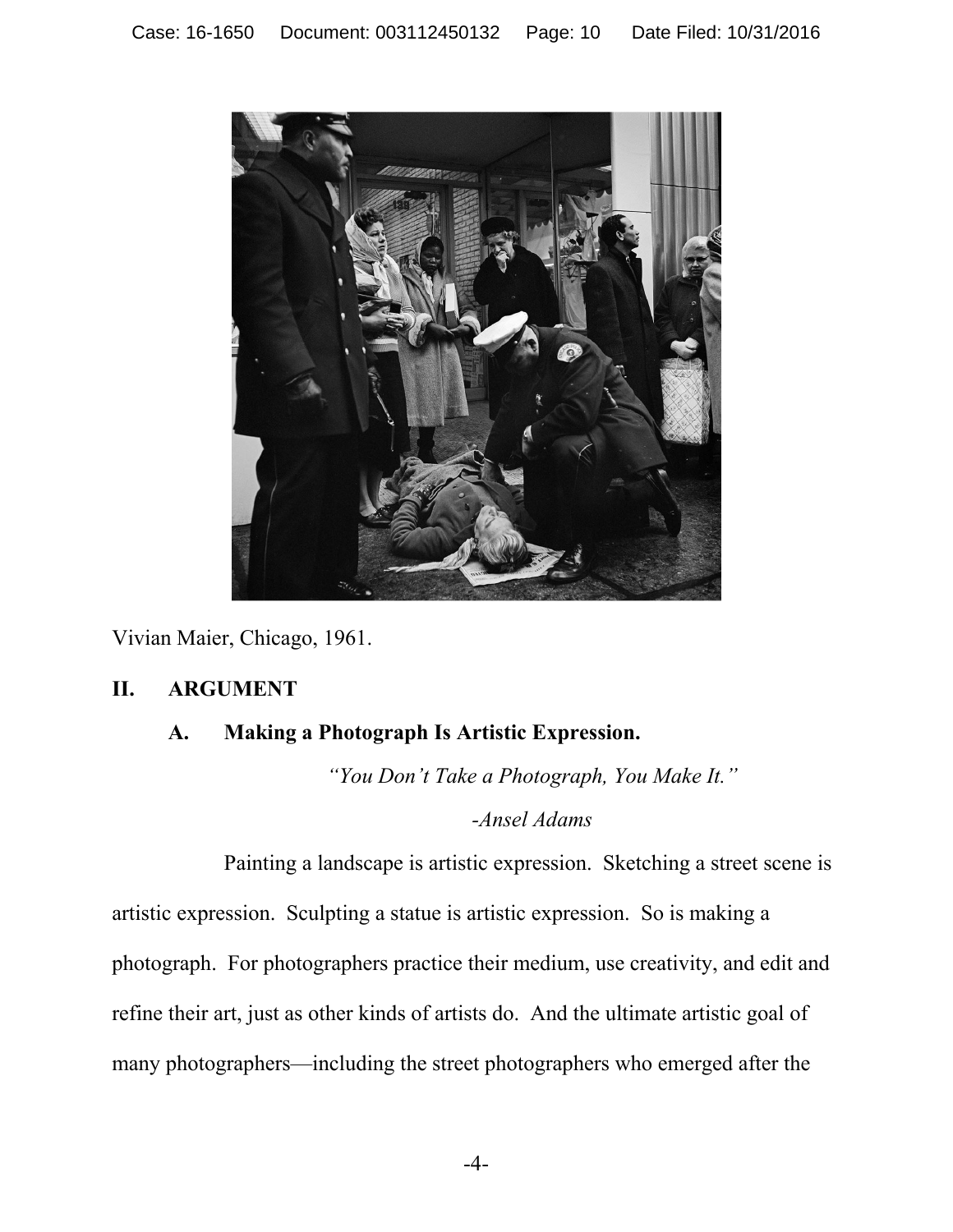Vivian Maier, Chicago, 1961.

## II. ARGUMENT

### A. Making a Photograph Is Artistic Expression.

*"You Don't Take a Photograph, You Make It."*

*-Ansel Adams*

Painting a landscape is artistic expression. Sketching a street scene is artistic expression. Sculpting a statue is artistic expression. So is making a photograph. For photographers practice their medium, use creativity, and edit and refine their art, just as other kinds of artists do. And the ultimate artistic goal of many photographers—including the street photographers who emerged after the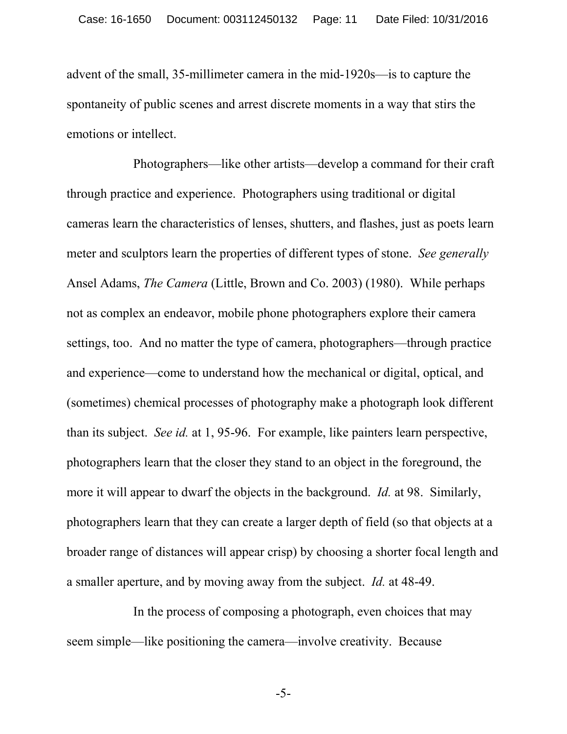advent of the small, 35-millimeter camera in the mid-1920s—is to capture the spontaneity of public scenes and arrest discrete moments in a way that stirs the emotions or intellect.

Photographers—like other artists—develop a command for their craft through practice and experience. Photographers using traditional or digital cameras learn the characteristics of lenses, shutters, and flashes, just as poets learn meter and sculptors learn the properties of different types of stone. *See generally* Ansel Adams, *The Camera* (Little, Brown and Co. 2003) (1980). While perhaps not as complex an endeavor, mobile phone photographers explore their camera settings, too. And no matter the type of camera, photographers—through practice and experience—come to understand how the mechanical or digital, optical, and (sometimes) chemical processes of photography make a photograph look different than its subject. *See id.* at 1, 95-96. For example, like painters learn perspective, photographers learn that the closer they stand to an object in the foreground, the more it will appear to dwarf the objects in the background. *Id.* at 98. Similarly, photographers learn that they can create a larger depth of field (so that objects at a broader range of distances will appear crisp) by choosing a shorter focal length and a smaller aperture, and by moving away from the subject. *Id.* at 48-49.

In the process of composing a photograph, even choices that may seem simple—like positioning the camera—involve creativity. Because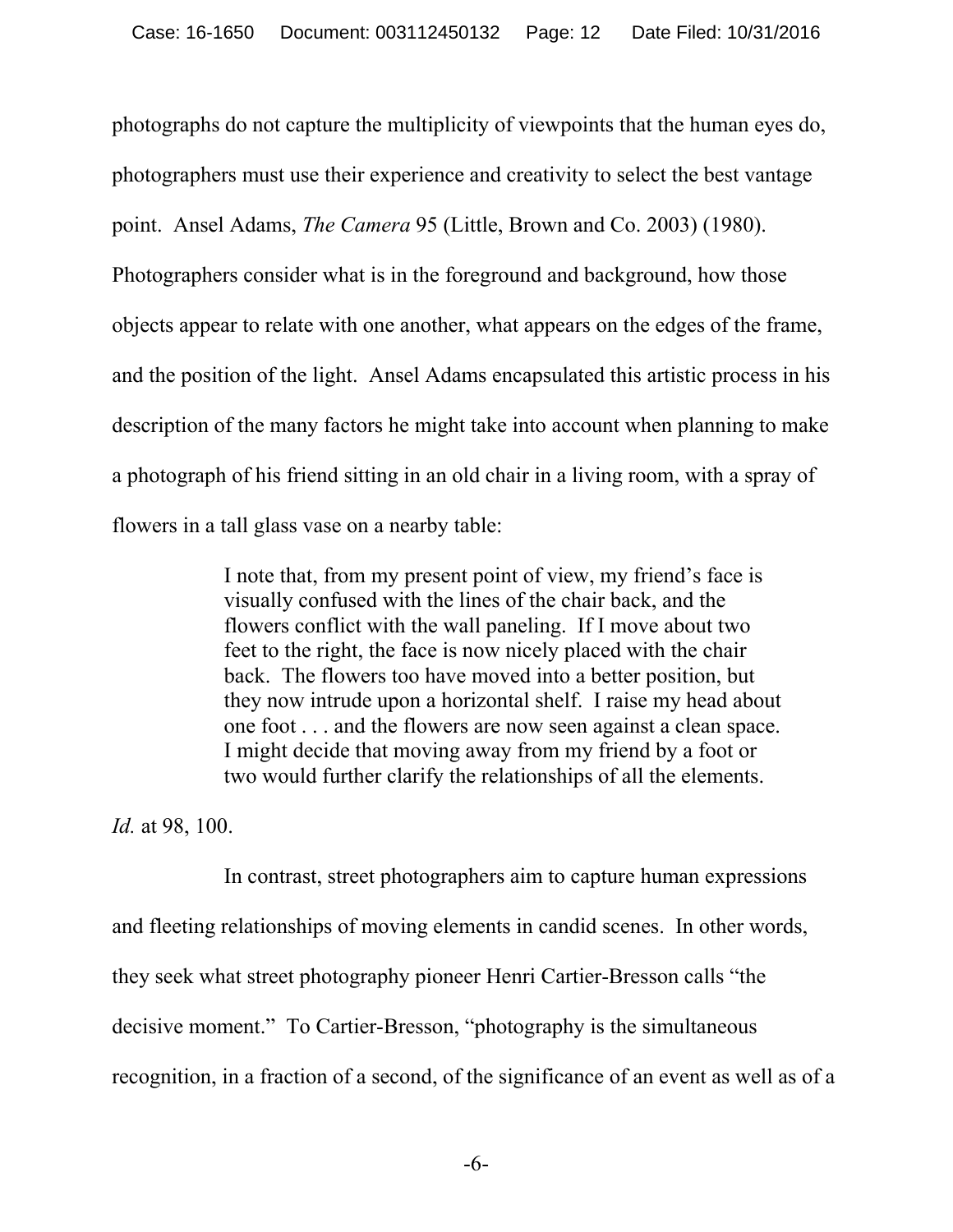photographs do not capture the multiplicity of viewpoints that the human eyes do, photographers must use their experience and creativity to select the best vantage point. Ansel Adams, *The Camera* 95 (Little, Brown and Co. 2003) (1980). Photographers consider what is in the foreground and background, how those objects appear to relate with one another, what appears on the edges of the frame, and the position of the light. Ansel Adams encapsulated this artistic process in his description of the many factors he might take into account when planning to make a photograph of his friend sitting in an old chair in a living room, with a spray of flowers in a tall glass vase on a nearby table:

> I note that, from my present point of view, my friend's face is visually confused with the lines of the chair back, and the flowers conflict with the wall paneling. If I move about two feet to the right, the face is now nicely placed with the chair back. The flowers too have moved into a better position, but they now intrude upon a horizontal shelf. I raise my head about one foot . . . and the flowers are now seen against a clean space. I might decide that moving away from my friend by a foot or two would further clarify the relationships of all the elements.

*Id.* at 98, 100.

In contrast, street photographers aim to capture human expressions and fleeting relationships of moving elements in candid scenes. In other words, they seek what street photography pioneer Henri Cartier-Bresson calls "the decisive moment." To Cartier-Bresson, "photography is the simultaneous recognition, in a fraction of a second, of the significance of an event as well as of a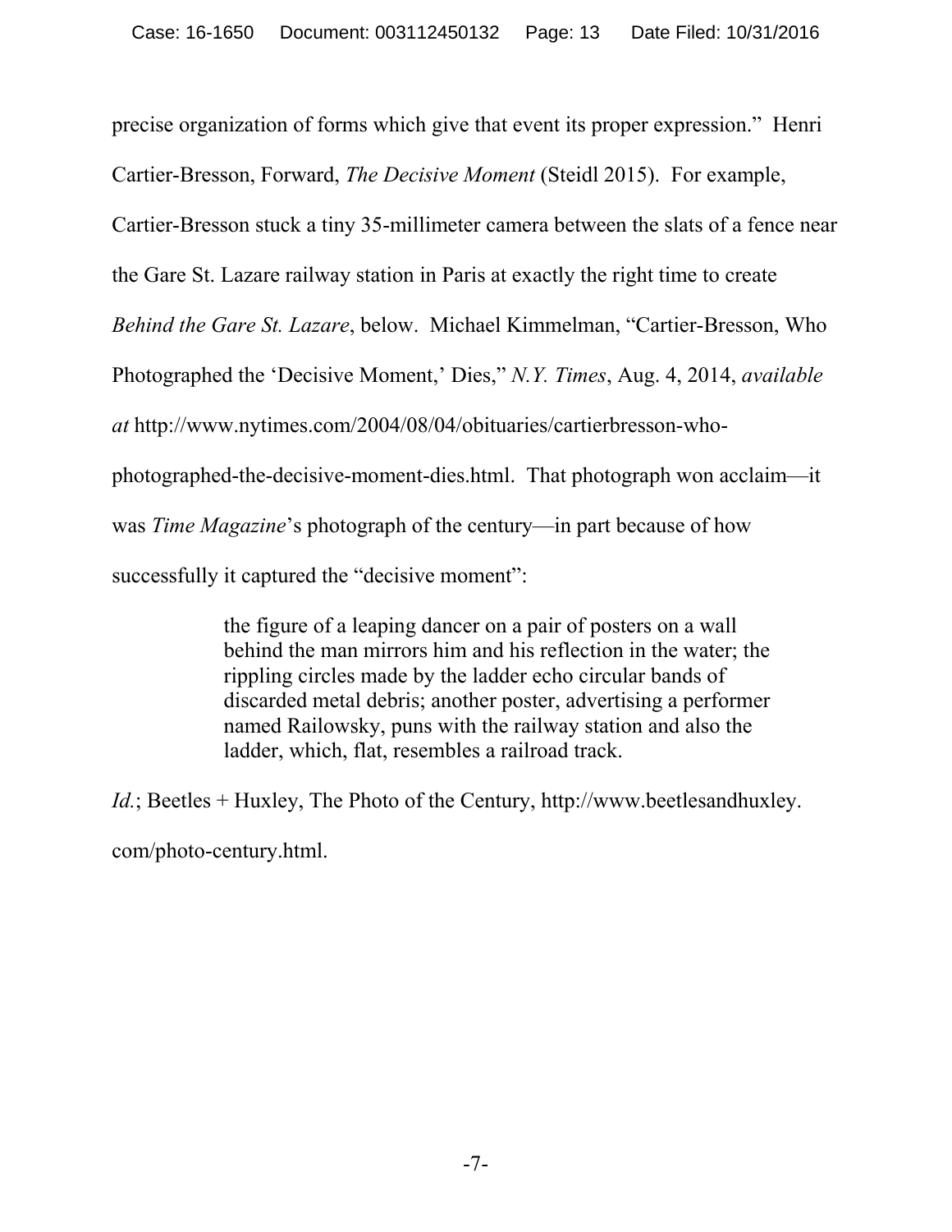precise organization of forms which give that event its proper expression." Henri Cartier-Bresson, Forward, *The Decisive Moment* (Steidl 2015). For example, Cartier-Bresson stuck a tiny 35-millimeter camera between the slats of a fence near the Gare St. Lazare railway station in Paris at exactly the right time to create *Behind the Gare St. Lazare*, below. Michael Kimmelman, "Cartier-Bresson, Who Photographed the 'Decisive Moment,' Dies," *N.Y. Times*, Aug. 4, 2014, *available at* http://www.nytimes.com/2004/08/04/obituaries/cartierbresson-who-photographed-the-decisive-moment-dies.html. That photograph won acclaim—it was *Time Magazine*'s photograph of the century—in part because of how successfully it captured the "decisive moment":

> the figure of a leaping dancer on a pair of posters on a wall behind the man mirrors him and his reflection in the water; the rippling circles made by the ladder echo circular bands of discarded metal debris; another poster, advertising a performer named Railowsky, puns with the railway station and also the ladder, which, flat, resembles a railroad track.

*Id.*; Beetles + Huxley, The Photo of the Century, http://www.beetlesandhuxley.com/photo-century.html.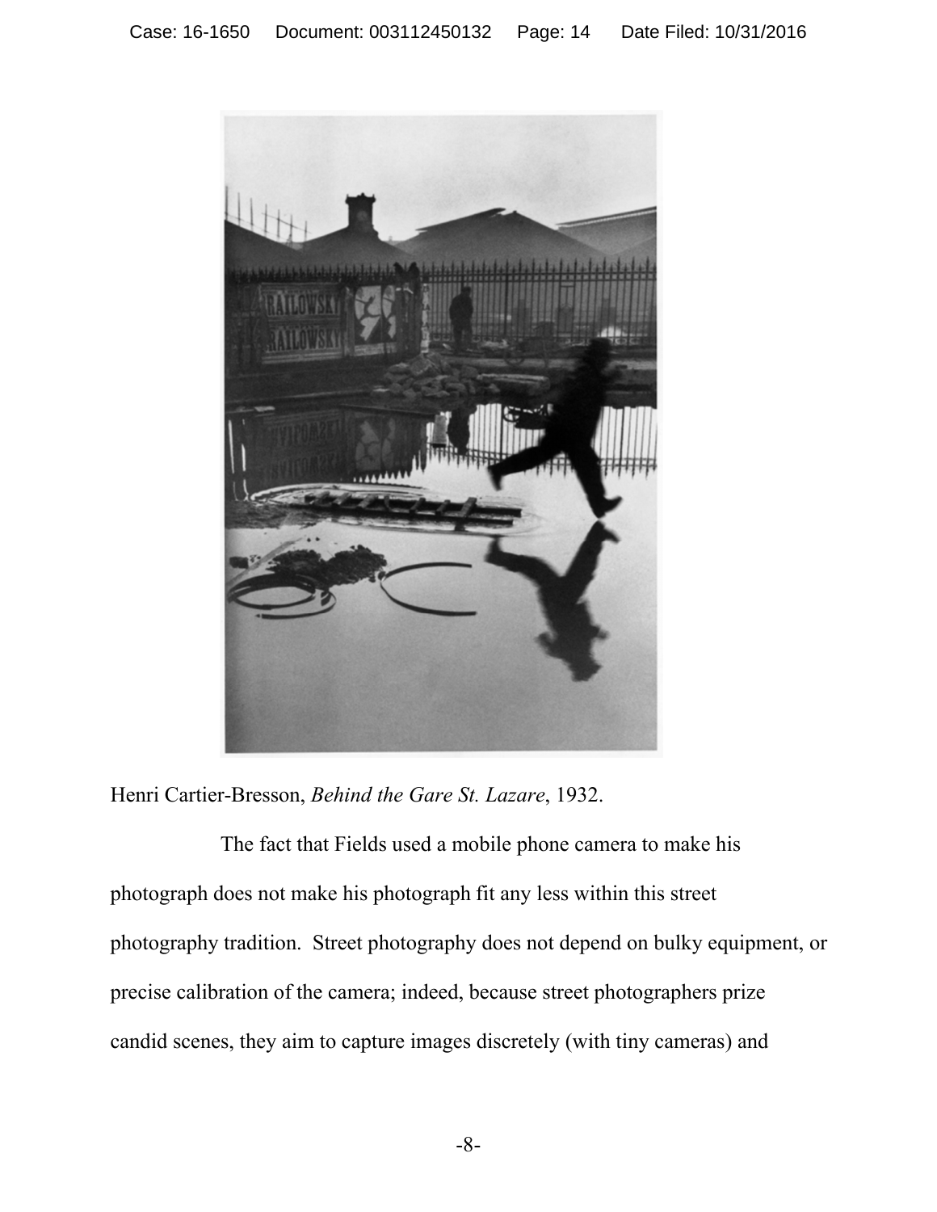Henri Cartier-Bresson, *Behind the Gare St. Lazare*, 1932.

The fact that Fields used a mobile phone camera to make his photograph does not make his photograph fit any less within this street photography tradition. Street photography does not depend on bulky equipment, or precise calibration of the camera; indeed, because street photographers prize candid scenes, they aim to capture images discretely (with tiny cameras) and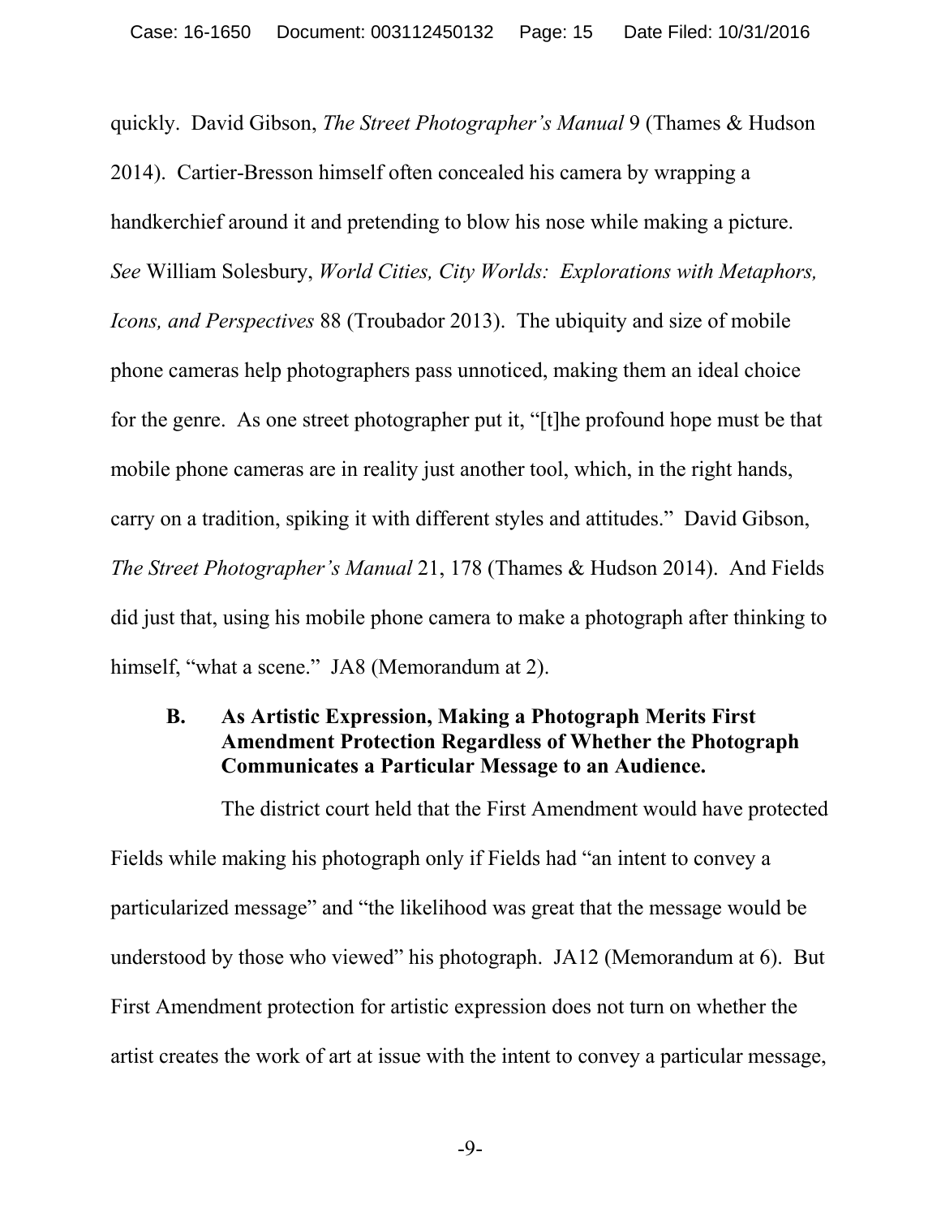quickly. David Gibson, *The Street Photographer's Manual* 9 (Thames & Hudson 2014). Cartier-Bresson himself often concealed his camera by wrapping a handkerchief around it and pretending to blow his nose while making a picture. *See* William Solesbury, *World Cities, City Worlds: Explorations with Metaphors, Icons, and Perspectives* 88 (Troubador 2013). The ubiquity and size of mobile phone cameras help photographers pass unnoticed, making them an ideal choice for the genre. As one street photographer put it, "[t]he profound hope must be that mobile phone cameras are in reality just another tool, which, in the right hands, carry on a tradition, spiking it with different styles and attitudes." David Gibson, *The Street Photographer's Manual* 21, 178 (Thames & Hudson 2014). And Fields did just that, using his mobile phone camera to make a photograph after thinking to himself, "what a scene." JA8 (Memorandum at 2).

### B. As Artistic Expression, Making a Photograph Merits First Amendment Protection Regardless of Whether the Photograph Communicates a Particular Message to an Audience.

The district court held that the First Amendment would have protected Fields while making his photograph only if Fields had "an intent to convey a particularized message" and "the likelihood was great that the message would be understood by those who viewed" his photograph. JA12 (Memorandum at 6). But First Amendment protection for artistic expression does not turn on whether the artist creates the work of art at issue with the intent to convey a particular message,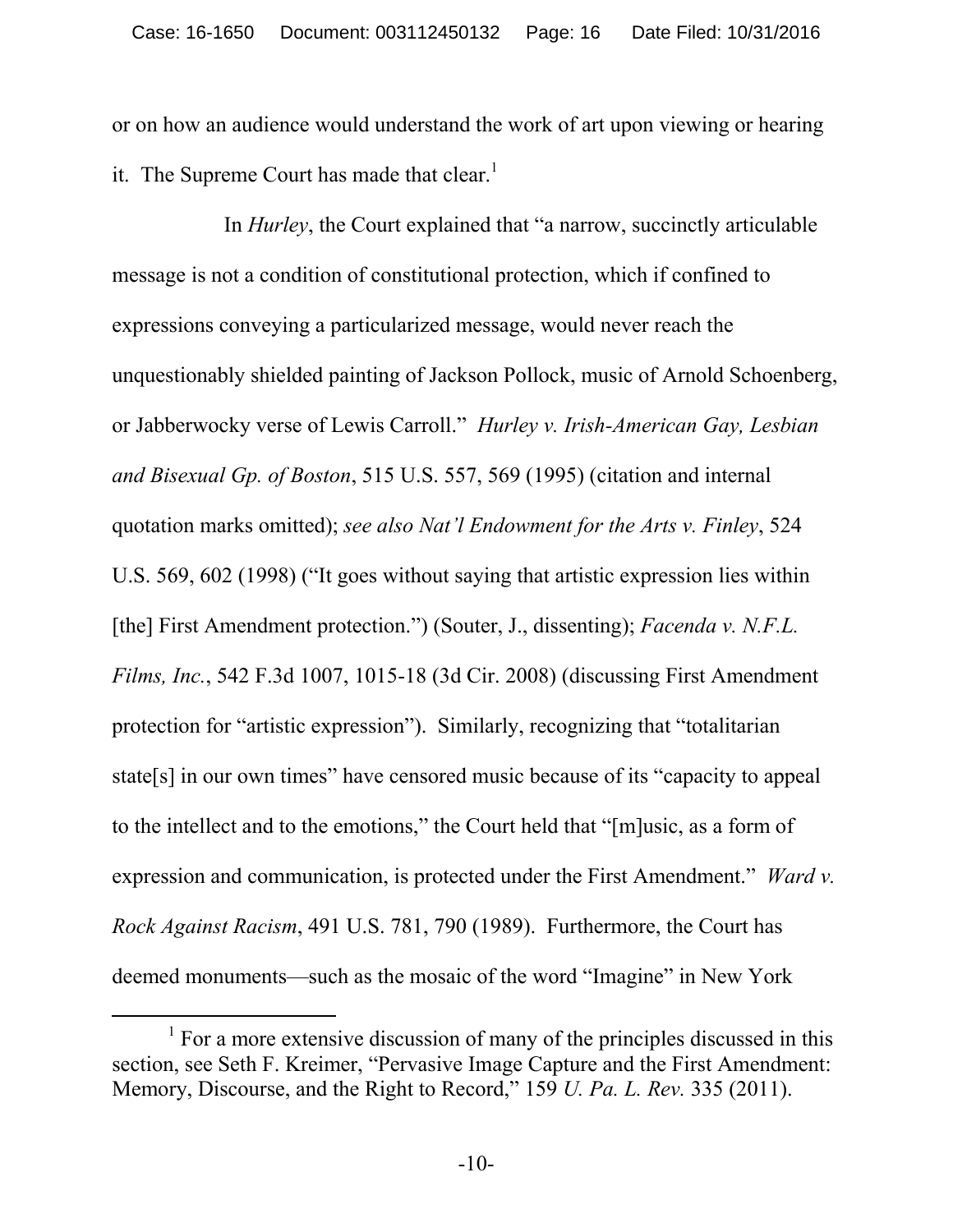or on how an audience would understand the work of art upon viewing or hearing it. The Supreme Court has made that clear.[1]

In *Hurley*, the Court explained that "a narrow, succinctly articulable message is not a condition of constitutional protection, which if confined to expressions conveying a particularized message, would never reach the unquestionably shielded painting of Jackson Pollock, music of Arnold Schoenberg, or Jabberwocky verse of Lewis Carroll." *Hurley v. Irish-American Gay, Lesbian and Bisexual Gp. of Boston*, 515 U.S. 557, 569 (1995) (citation and internal quotation marks omitted); *see also Nat'l Endowment for the Arts v. Finley*, 524 U.S. 569, 602 (1998) ("It goes without saying that artistic expression lies within [the] First Amendment protection.") (Souter, J., dissenting); *Facenda v. N.F.L. Films, Inc.*, 542 F.3d 1007, 1015-18 (3d Cir. 2008) (discussing First Amendment protection for "artistic expression"). Similarly, recognizing that "totalitarian state[s] in our own times" have censored music because of its "capacity to appeal to the intellect and to the emotions," the Court held that "[m]usic, as a form of expression and communication, is protected under the First Amendment." *Ward v. Rock Against Racism*, 491 U.S. 781, 790 (1989). Furthermore, the Court has deemed monuments—such as the mosaic of the word "Imagine" in New York

[1] For a more extensive discussion of many of the principles discussed in this section, see Seth F. Kreimer, "Pervasive Image Capture and the First Amendment: Memory, Discourse, and the Right to Record," 159 *U. Pa. L. Rev.* 335 (2011).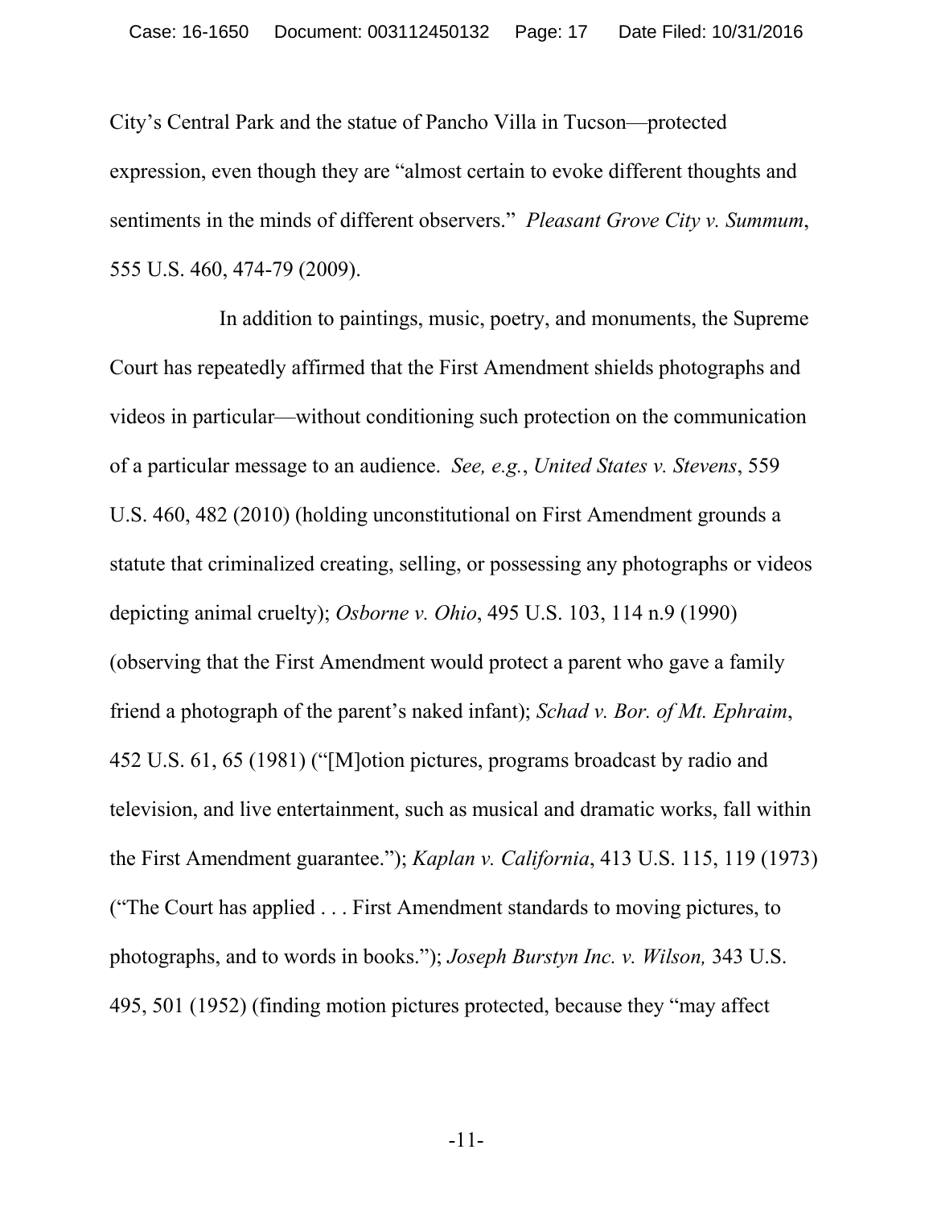City's Central Park and the statue of Pancho Villa in Tucson—protected expression, even though they are "almost certain to evoke different thoughts and sentiments in the minds of different observers." *Pleasant Grove City v. Summum*, 555 U.S. 460, 474-79 (2009).

In addition to paintings, music, poetry, and monuments, the Supreme Court has repeatedly affirmed that the First Amendment shields photographs and videos in particular—without conditioning such protection on the communication of a particular message to an audience. *See, e.g.*, *United States v. Stevens*, 559 U.S. 460, 482 (2010) (holding unconstitutional on First Amendment grounds a statute that criminalized creating, selling, or possessing any photographs or videos depicting animal cruelty); *Osborne v. Ohio*, 495 U.S. 103, 114 n.9 (1990) (observing that the First Amendment would protect a parent who gave a family friend a photograph of the parent's naked infant); *Schad v. Bor. of Mt. Ephraim*, 452 U.S. 61, 65 (1981) ("[M]otion pictures, programs broadcast by radio and television, and live entertainment, such as musical and dramatic works, fall within the First Amendment guarantee."); *Kaplan v. California*, 413 U.S. 115, 119 (1973) ("The Court has applied . . . First Amendment standards to moving pictures, to photographs, and to words in books."); *Joseph Burstyn Inc. v. Wilson,* 343 U.S. 495, 501 (1952) (finding motion pictures protected, because they "may affect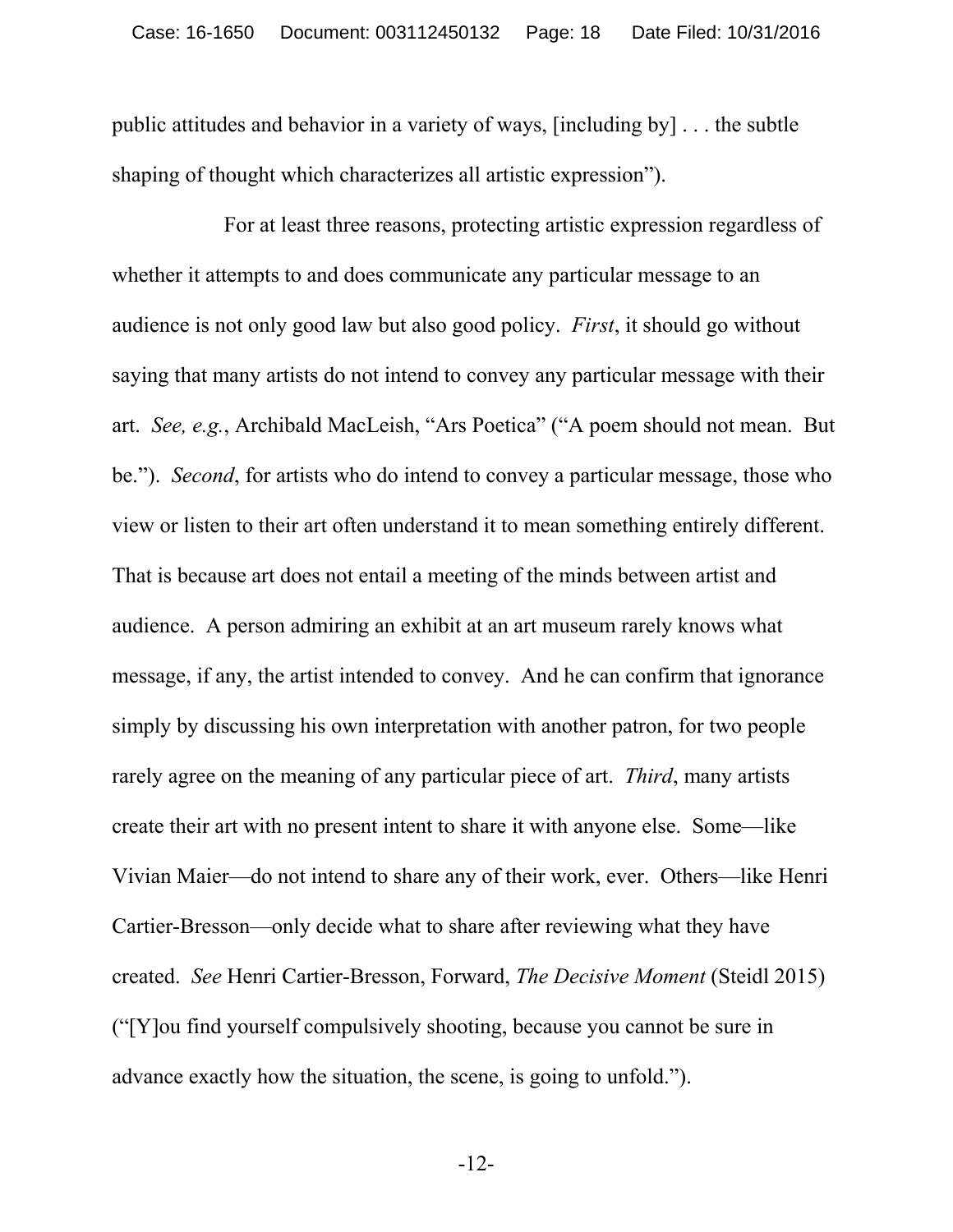public attitudes and behavior in a variety of ways, [including by] . . . the subtle shaping of thought which characterizes all artistic expression").

For at least three reasons, protecting artistic expression regardless of whether it attempts to and does communicate any particular message to an audience is not only good law but also good policy. *First*, it should go without saying that many artists do not intend to convey any particular message with their art. *See, e.g.*, Archibald MacLeish, "Ars Poetica" ("A poem should not mean. But be."). *Second*, for artists who do intend to convey a particular message, those who view or listen to their art often understand it to mean something entirely different. That is because art does not entail a meeting of the minds between artist and audience. A person admiring an exhibit at an art museum rarely knows what message, if any, the artist intended to convey. And he can confirm that ignorance simply by discussing his own interpretation with another patron, for two people rarely agree on the meaning of any particular piece of art. *Third*, many artists create their art with no present intent to share it with anyone else. Some—like Vivian Maier—do not intend to share any of their work, ever. Others—like Henri Cartier-Bresson—only decide what to share after reviewing what they have created. *See* Henri Cartier-Bresson, Forward, *The Decisive Moment* (Steidl 2015) ("[Y]ou find yourself compulsively shooting, because you cannot be sure in advance exactly how the situation, the scene, is going to unfold.").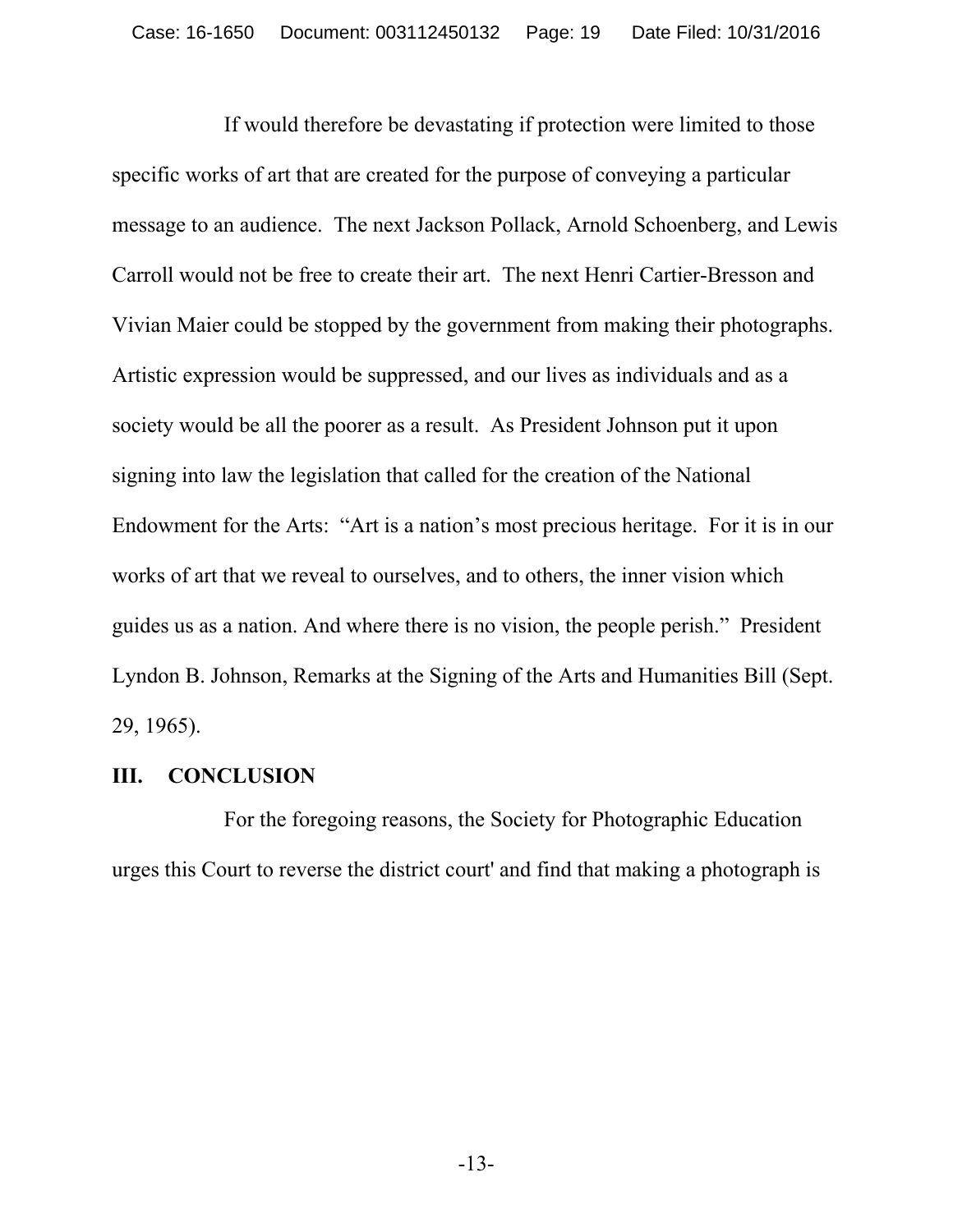If would therefore be devastating if protection were limited to those specific works of art that are created for the purpose of conveying a particular message to an audience. The next Jackson Pollack, Arnold Schoenberg, and Lewis Carroll would not be free to create their art. The next Henri Cartier-Bresson and Vivian Maier could be stopped by the government from making their photographs. Artistic expression would be suppressed, and our lives as individuals and as a society would be all the poorer as a result. As President Johnson put it upon signing into law the legislation that called for the creation of the National Endowment for the Arts: "Art is a nation's most precious heritage. For it is in our works of art that we reveal to ourselves, and to others, the inner vision which guides us as a nation. And where there is no vision, the people perish." President Lyndon B. Johnson, Remarks at the Signing of the Arts and Humanities Bill (Sept. 29, 1965).

## III. CONCLUSION

For the foregoing reasons, the Society for Photographic Education urges this Court to reverse the district court' and find that making a photograph is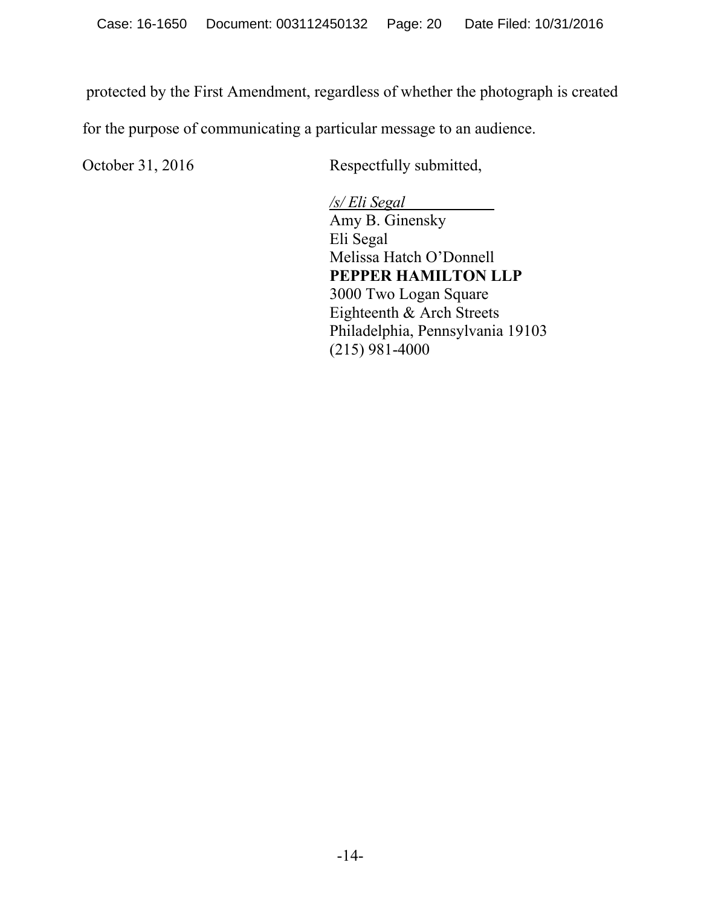protected by the First Amendment, regardless of whether the photograph is created for the purpose of communicating a particular message to an audience.

October 31, 2016

Respectfully submitted,

*/s/ Eli Segal*

Amy B. Ginensky
Eli Segal
Melissa Hatch O'Donnell
**PEPPER HAMILTON LLP**
3000 Two Logan Square
Eighteenth & Arch Streets
Philadelphia, Pennsylvania 19103
(215) 981-4000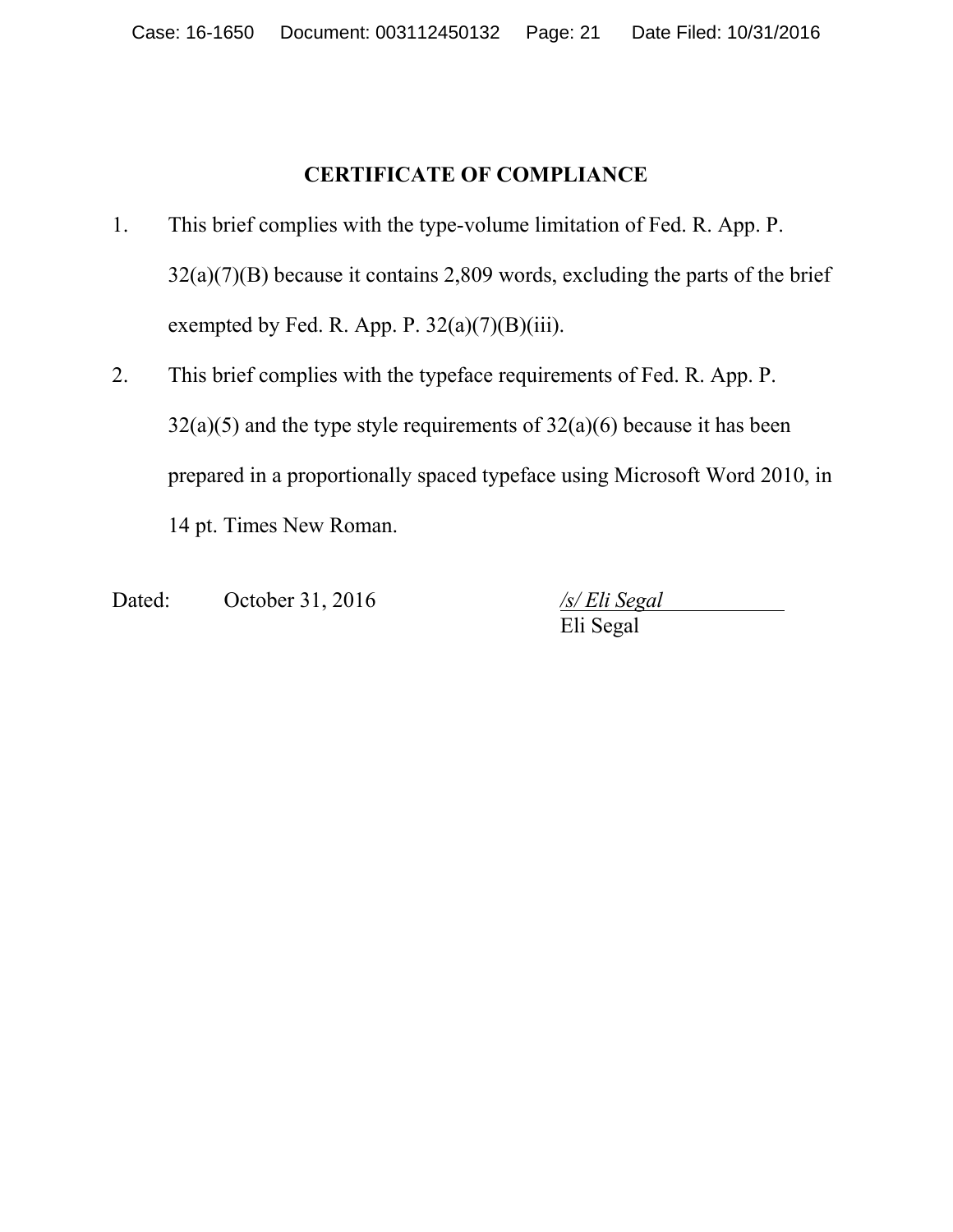**CERTIFICATE OF COMPLIANCE**

1. This brief complies with the type-volume limitation of Fed. R. App. P. 32(a)(7)(B) because it contains 2,809 words, excluding the parts of the brief exempted by Fed. R. App. P. 32(a)(7)(B)(iii).

2. This brief complies with the typeface requirements of Fed. R. App. P. 32(a)(5) and the type style requirements of 32(a)(6) because it has been prepared in a proportionally spaced typeface using Microsoft Word 2010, in 14 pt. Times New Roman.

Dated: October 31, 2016

*/s/ Eli Segal*
Eli Segal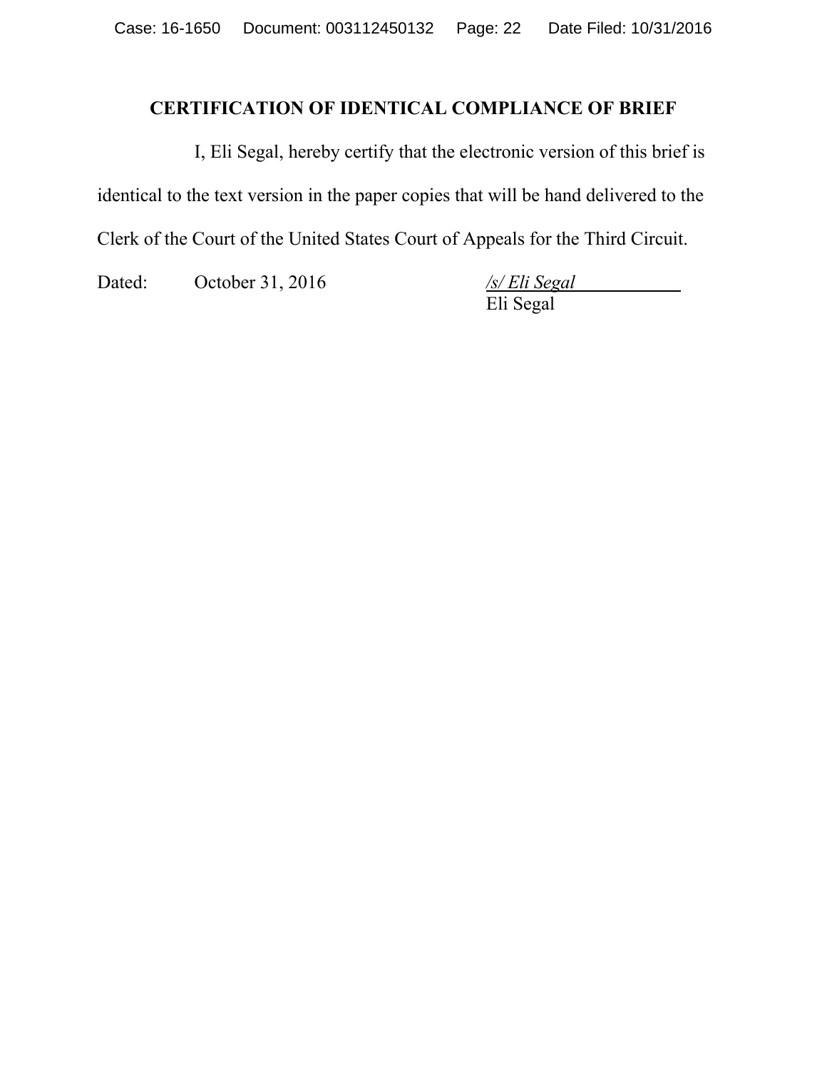**CERTIFICATION OF IDENTICAL COMPLIANCE OF BRIEF**

I, Eli Segal, hereby certify that the electronic version of this brief is identical to the text version in the paper copies that will be hand delivered to the Clerk of the Court of the United States Court of Appeals for the Third Circuit.

Dated: October 31, 2016

*/s/ Eli Segal*
Eli Segal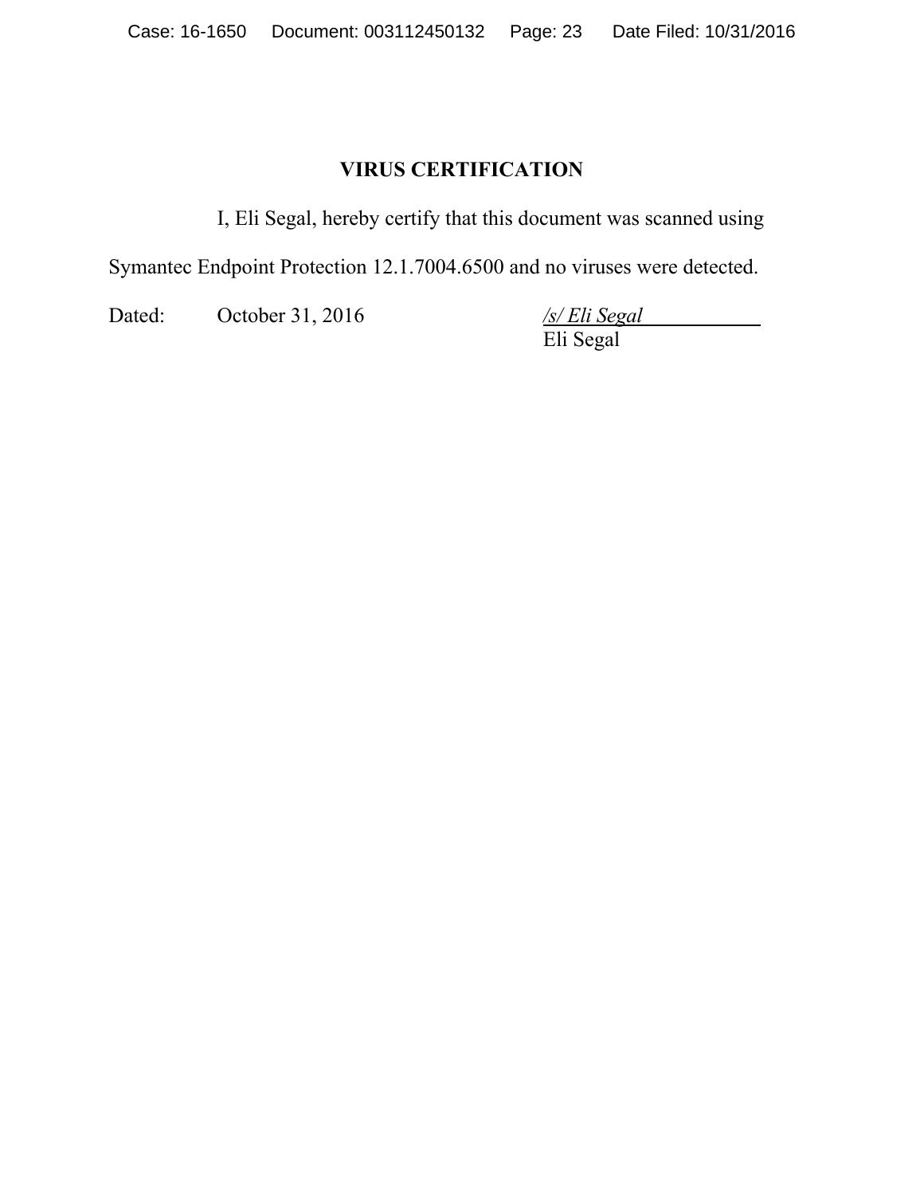## VIRUS CERTIFICATION

I, Eli Segal, hereby certify that this document was scanned using Symantec Endpoint Protection 12.1.7004.6500 and no viruses were detected.

Dated: October 31, 2016

*/s/ Eli Segal*
Eli Segal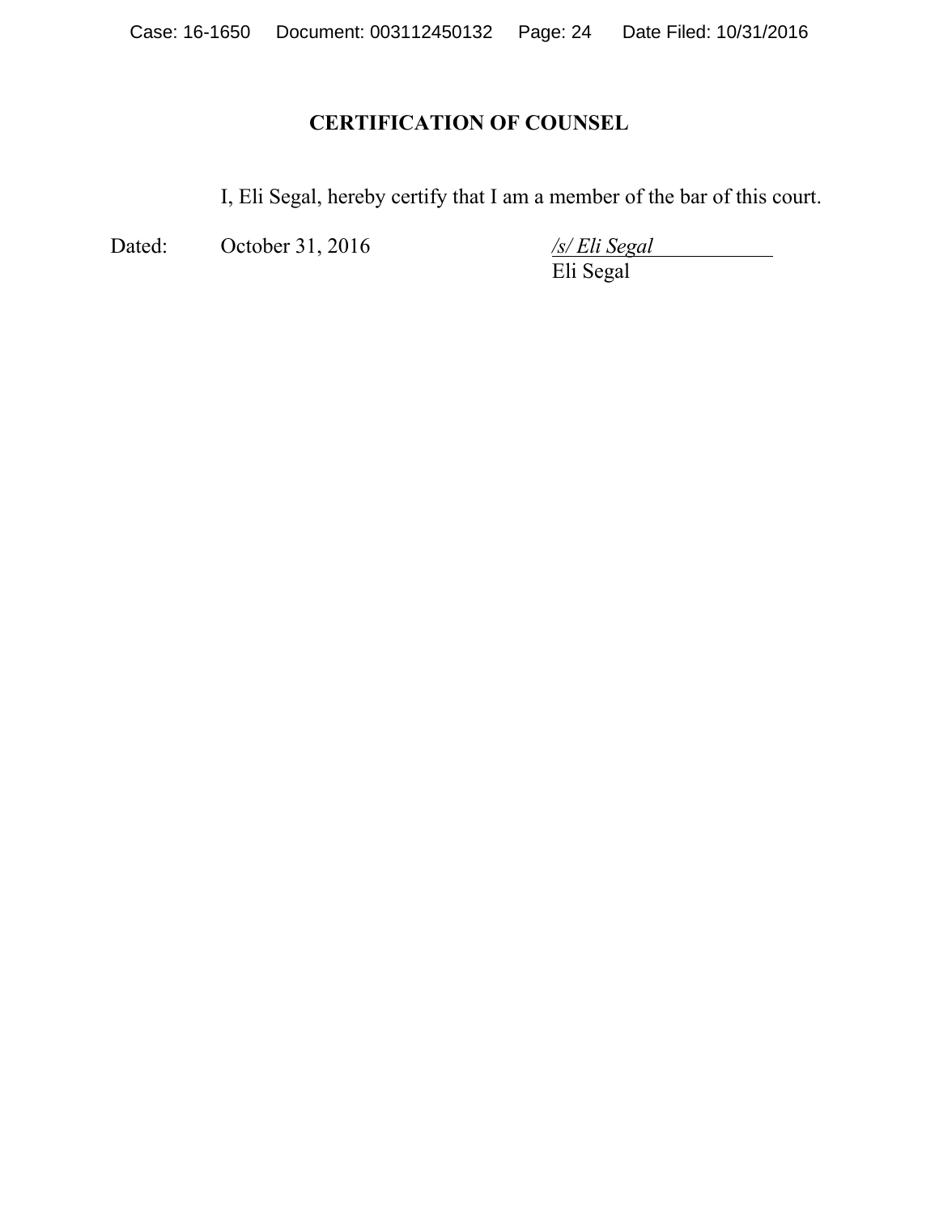## CERTIFICATION OF COUNSEL

I, Eli Segal, hereby certify that I am a member of the bar of this court.

Dated: October 31, 2016

*/s/ Eli Segal*
Eli Segal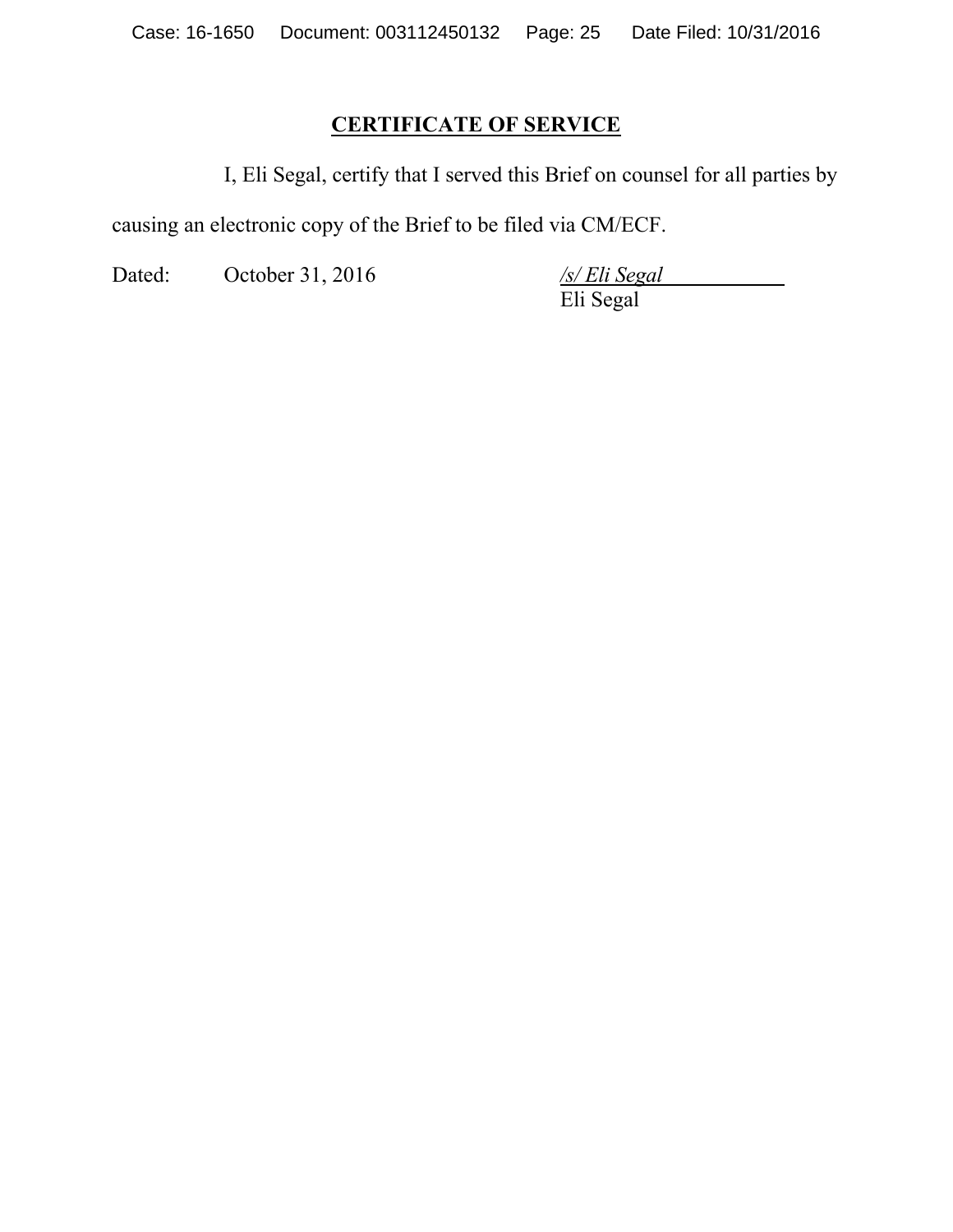# CERTIFICATE OF SERVICE

I, Eli Segal, certify that I served this Brief on counsel for all parties by causing an electronic copy of the Brief to be filed via CM/ECF.

Dated: October 31, 2016

*/s/ Eli Segal*
Eli Segal